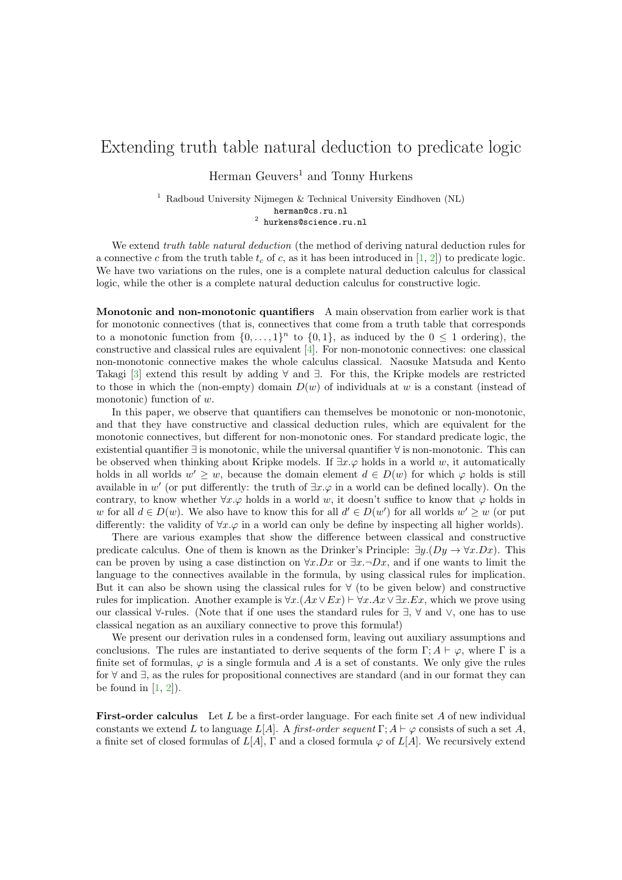# Extending truth table natural deduction to predicate logic

Herman Geuvers[1] and Tonny Hurkens

[1] Radboud University Nijmegen & Technical University Eindhoven (NL)
herman@cs.ru.nl
[2] hurkens@science.ru.nl

We extend *truth table natural deduction* (the method of deriving natural deduction rules for a connective $c$ from the truth table $t_c$ of $c$, as it has been introduced in [1, 2]) to predicate logic. We have two variations on the rules, one is a complete natural deduction calculus for classical logic, while the other is a complete natural deduction calculus for constructive logic.

**Monotonic and non-monotonic quantifiers** A main observation from earlier work is that for monotonic connectives (that is, connectives that come from a truth table that corresponds to a monotonic function from $\{0,\ldots,1\}^n$ to $\{0,1\}$, as induced by the $0 \leq 1$ ordering), the constructive and classical rules are equivalent [4]. For non-monotonic connectives: one classical non-monotonic connective makes the whole calculus classical. Naosuke Matsuda and Kento Takagi [3] extend this result by adding $\forall$ and $\exists$. For this, the Kripke models are restricted to those in which the (non-empty) domain $D(w)$ of individuals at $w$ is a constant (instead of monotonic) function of $w$.

In this paper, we observe that quantifiers can themselves be monotonic or non-monotonic, and that they have constructive and classical deduction rules, which are equivalent for the monotonic connectives, but different for non-monotonic ones. For standard predicate logic, the existential quantifier $\exists$ is monotonic, while the universal quantifier $\forall$ is non-monotonic. This can be observed when thinking about Kripke models. If $\exists x.\varphi$ holds in a world $w$, it automatically holds in all worlds $w' \geq w$, because the domain element $d \in D(w)$ for which $\varphi$ holds is still available in $w'$ (or put differently: the truth of $\exists x.\varphi$ in a world can be defined locally). On the contrary, to know whether $\forall x.\varphi$ holds in a world $w$, it doesn't suffice to know that $\varphi$ holds in $w$ for all $d \in D(w)$. We also have to know this for all $d' \in D(w')$ for all worlds $w' \geq w$ (or put differently: the validity of $\forall x.\varphi$ in a world can only be define by inspecting all higher worlds).

There are various examples that show the difference between classical and constructive predicate calculus. One of them is known as the Drinker's Principle: $\exists y.(Dy \to \forall x.Dx)$. This can be proven by using a case distinction on $\forall x.Dx$ or $\exists x.\neg Dx$, and if one wants to limit the language to the connectives available in the formula, by using classical rules for implication. But it can also be shown using the classical rules for $\forall$ (to be given below) and constructive rules for implication. Another example is $\forall x.(Ax \vee Ex) \vdash \forall x.Ax \vee \exists x.Ex$, which we prove using our classical $\forall$-rules. (Note that if one uses the standard rules for $\exists$, $\forall$ and $\vee$, one has to use classical negation as an auxiliary connective to prove this formula!)

We present our derivation rules in a condensed form, leaving out auxiliary assumptions and conclusions. The rules are instantiated to derive sequents of the form $\Gamma; A \vdash \varphi$, where $\Gamma$ is a finite set of formulas, $\varphi$ is a single formula and $A$ is a set of constants. We only give the rules for $\forall$ and $\exists$, as the rules for propositional connectives are standard (and in our format they can be found in [1, 2]).

**First-order calculus** Let $L$ be a first-order language. For each finite set $A$ of new individual constants we extend $L$ to language $L[A]$. A *first-order sequent* $\Gamma; A \vdash \varphi$ consists of such a set $A$, a finite set of closed formulas of $L[A]$, $\Gamma$ and a closed formula $\varphi$ of $L[A]$. We recursively extend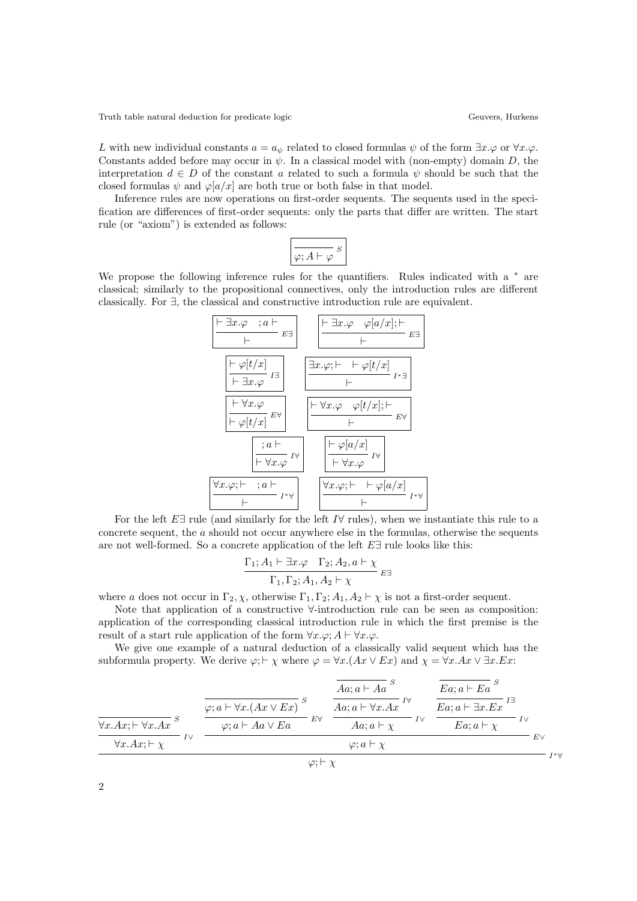$L$ with new individual constants $a = a_\psi$ related to closed formulas $\psi$ of the form $\exists x.\varphi$ or $\forall x.\varphi$. Constants added before may occur in $\psi$. In a classical model with (non-empty) domain $D$, the interpretation $d \in D$ of the constant $a$ related to such a formula $\psi$ should be such that the closed formulas $\psi$ and $\varphi[a/x]$ are both true or both false in that model.

Inference rules are now operations on first-order sequents. The sequents used in the specification are differences of first-order sequents: only the parts that differ are written. The start rule (or "axiom") is extended as follows:

$$\frac{}{\varphi; A \vdash \varphi}\ S$$

We propose the following inference rules for the quantifiers. Rules indicated with a $^*$ are classical; similarly to the propositional connectives, only the introduction rules are different classically. For $\exists$, the classical and constructive introduction rule are equivalent.

$$\frac{\vdash \exists x.\varphi \quad ; a \vdash}{\vdash}\ E\exists \qquad \frac{\vdash \exists x.\varphi \quad \varphi[a/x]; \vdash}{\vdash}\ E\exists$$

$$\frac{\vdash \varphi[t/x]}{\vdash \exists x.\varphi}\ I\exists \qquad \frac{\exists x.\varphi; \vdash \quad \vdash \varphi[t/x]}{\vdash}\ I^*\exists$$

$$\frac{\vdash \forall x.\varphi}{\vdash \varphi[t/x]}\ E\forall \qquad \frac{\vdash \forall x.\varphi \quad \varphi[t/x]; \vdash}{\vdash}\ E\forall$$

$$\frac{; a \vdash}{\vdash \forall x.\varphi}\ I\forall \qquad \frac{\vdash \varphi[a/x]}{\vdash \forall x.\varphi}\ I\forall$$

$$\frac{\forall x.\varphi; \vdash \quad ; a \vdash}{\vdash}\ I^*\forall \qquad \frac{\forall x.\varphi; \vdash \quad \vdash \varphi[a/x]}{\vdash}\ I^*\forall$$

For the left $E\exists$ rule (and similarly for the left $I\forall$ rules), when we instantiate this rule to a concrete sequent, the $a$ should not occur anywhere else in the formulas, otherwise the sequents are not well-formed. So a concrete application of the left $E\exists$ rule looks like this:

$$\frac{\Gamma_1; A_1 \vdash \exists x.\varphi \quad \Gamma_2; A_2, a \vdash \chi}{\Gamma_1, \Gamma_2; A_1, A_2 \vdash \chi}\ E\exists$$

where $a$ does not occur in $\Gamma_2, \chi$, otherwise $\Gamma_1, \Gamma_2; A_1, A_2 \vdash \chi$ is not a first-order sequent.

Note that application of a constructive $\forall$-introduction rule can be seen as composition: application of the corresponding classical introduction rule in which the first premise is the result of a start rule application of the form $\forall x.\varphi; A \vdash \forall x.\varphi$.

We give one example of a natural deduction of a classically valid sequent which has the subformula property. We derive $\varphi; \vdash \chi$ where $\varphi = \forall x.(Ax \vee Ex)$ and $\chi = \forall x.Ax \vee \exists x.Ex$:

$$\dfrac{\dfrac{\dfrac{}{\forall x.Ax; \vdash \forall x.Ax}\ S}{\forall x.Ax; \vdash \chi}\ I\vee \qquad \dfrac{\dfrac{\dfrac{}{\varphi; a \vdash \forall x.(Ax \vee Ex)}\ S}{\varphi; a \vdash Aa \vee Ea}\ E\forall \quad \dfrac{\dfrac{\dfrac{}{Aa; a \vdash Aa}\ S}{Aa; a \vdash \forall x.Ax}\ I\forall}{Aa; a \vdash \chi}\ I\vee \quad \dfrac{\dfrac{\dfrac{}{Ea; a \vdash Ea}\ S}{Ea; a \vdash \exists x.Ex}\ I\exists}{Ea; a \vdash \chi}\ I\vee}{\varphi; a \vdash \chi}\ E\vee}{\varphi; \vdash \chi}\ I^*\forall$$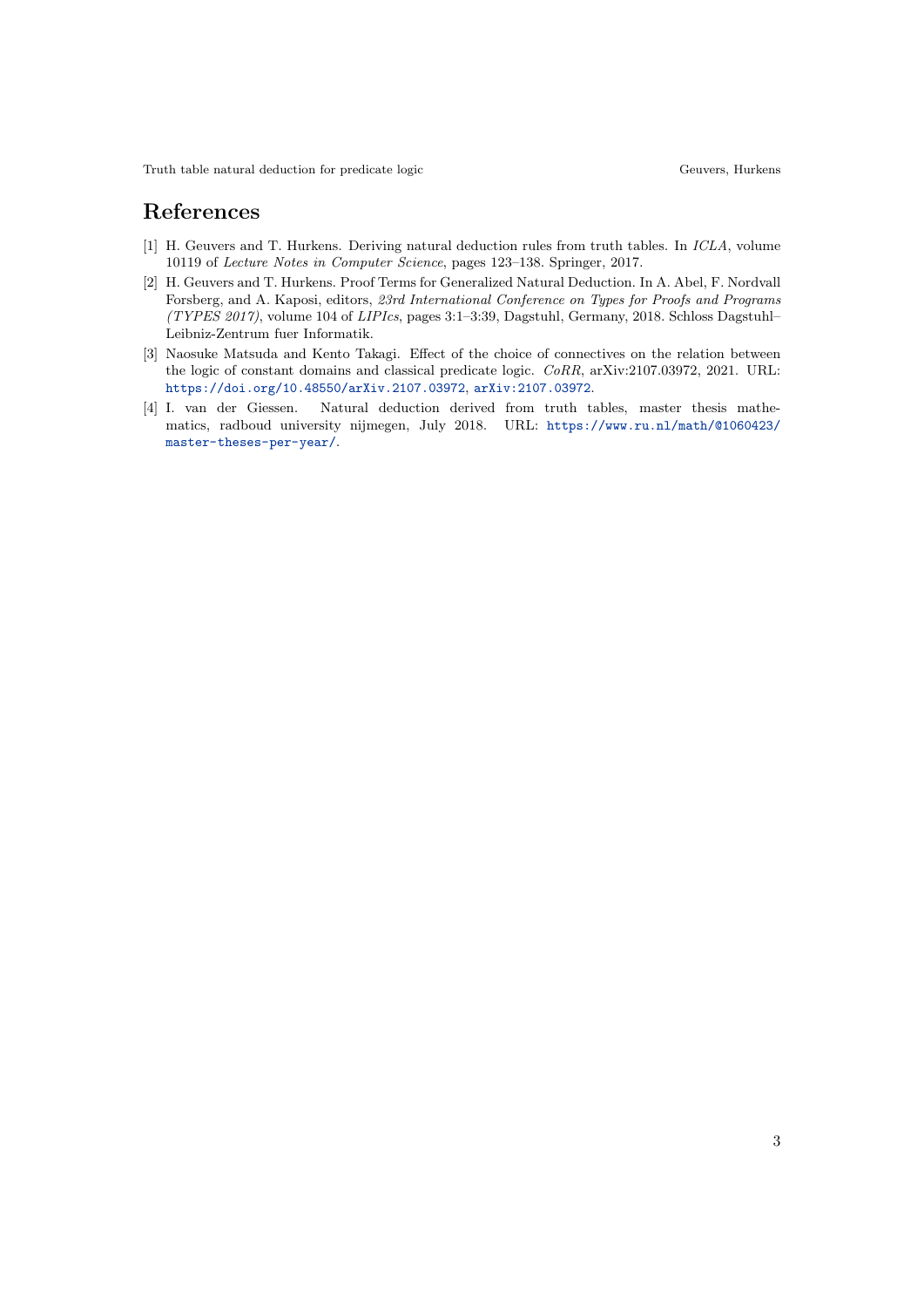## References

[1] H. Geuvers and T. Hurkens. Deriving natural deduction rules from truth tables. In *ICLA*, volume 10119 of *Lecture Notes in Computer Science*, pages 123–138. Springer, 2017.

[2] H. Geuvers and T. Hurkens. Proof Terms for Generalized Natural Deduction. In A. Abel, F. Nordvall Forsberg, and A. Kaposi, editors, *23rd International Conference on Types for Proofs and Programs (TYPES 2017)*, volume 104 of *LIPIcs*, pages 3:1–3:39, Dagstuhl, Germany, 2018. Schloss Dagstuhl–Leibniz-Zentrum fuer Informatik.

[3] Naosuke Matsuda and Kento Takagi. Effect of the choice of connectives on the relation between the logic of constant domains and classical predicate logic. *CoRR*, arXiv:2107.03972, 2021. URL: https://doi.org/10.48550/arXiv.2107.03972, arXiv:2107.03972.

[4] I. van der Giessen. Natural deduction derived from truth tables, master thesis mathematics, radboud university nijmegen, July 2018. URL: https://www.ru.nl/math/@1060423/master-theses-per-year/.